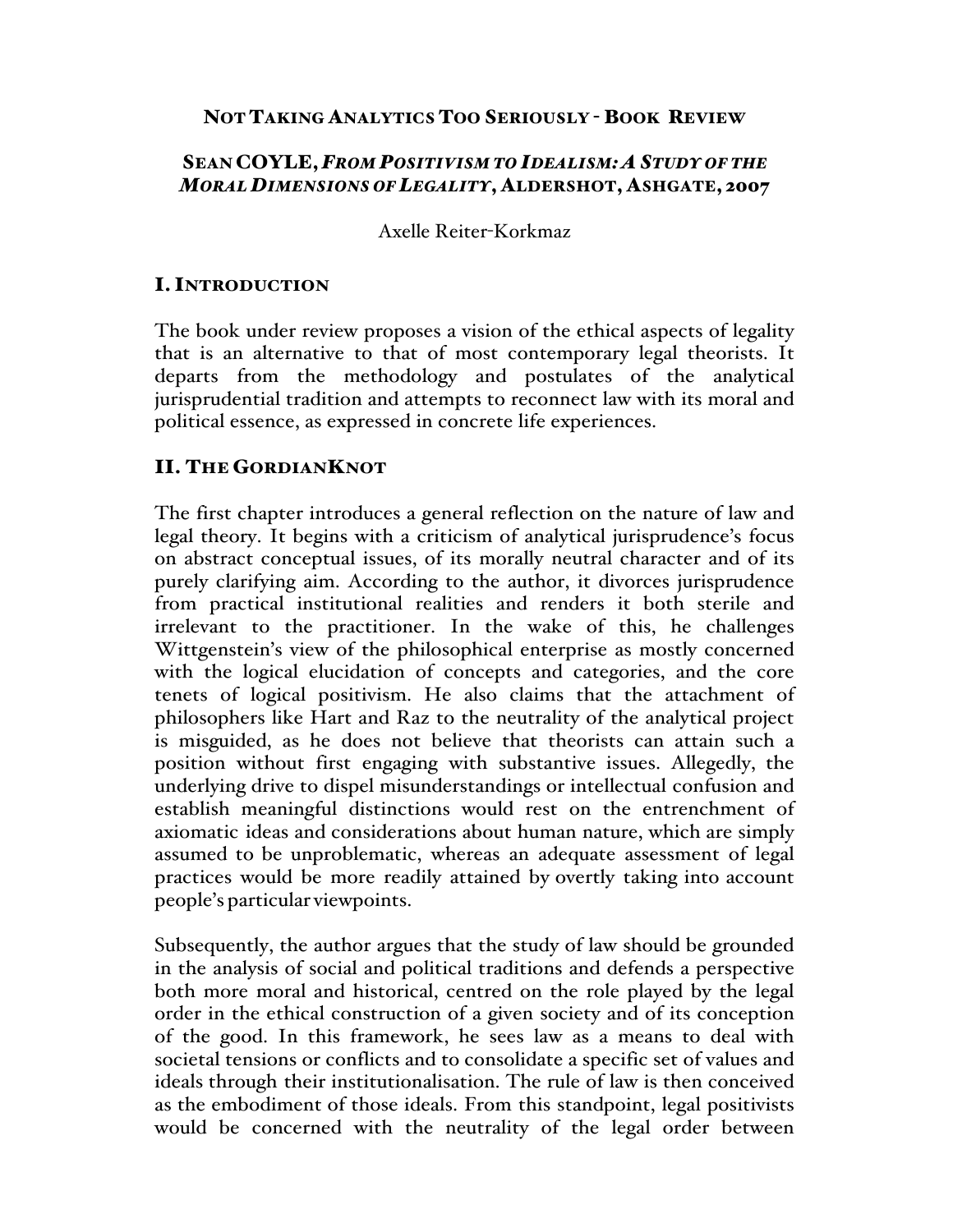# Not Taking Analytics Too Seriously - Book Review

## Sean COYLE, *From Positivism to Idealism: A Study of the Moral Dimensions of Legality*, Aldershot, Ashgate, 2007

Axelle Reiter-Korkmaz

## I. Introduction

The book under review proposes a vision of the ethical aspects of legality that is an alternative to that of most contemporary legal theorists. It departs from the methodology and postulates of the analytical jurisprudential tradition and attempts to reconnect law with its moral and political essence, as expressed in concrete life experiences.

## II. The GordianKnot

The first chapter introduces a general reflection on the nature of law and legal theory. It begins with a criticism of analytical jurisprudence's focus on abstract conceptual issues, of its morally neutral character and of its purely clarifying aim. According to the author, it divorces jurisprudence from practical institutional realities and renders it both sterile and irrelevant to the practitioner. In the wake of this, he challenges Wittgenstein's view of the philosophical enterprise as mostly concerned with the logical elucidation of concepts and categories, and the core tenets of logical positivism. He also claims that the attachment of philosophers like Hart and Raz to the neutrality of the analytical project is misguided, as he does not believe that theorists can attain such a position without first engaging with substantive issues. Allegedly, the underlying drive to dispel misunderstandings or intellectual confusion and establish meaningful distinctions would rest on the entrenchment of axiomatic ideas and considerations about human nature, which are simply assumed to be unproblematic, whereas an adequate assessment of legal practices would be more readily attained by overtly taking into account people's particular viewpoints.

Subsequently, the author argues that the study of law should be grounded in the analysis of social and political traditions and defends a perspective both more moral and historical, centred on the role played by the legal order in the ethical construction of a given society and of its conception of the good. In this framework, he sees law as a means to deal with societal tensions or conflicts and to consolidate a specific set of values and ideals through their institutionalisation. The rule of law is then conceived as the embodiment of those ideals. From this standpoint, legal positivists would be concerned with the neutrality of the legal order between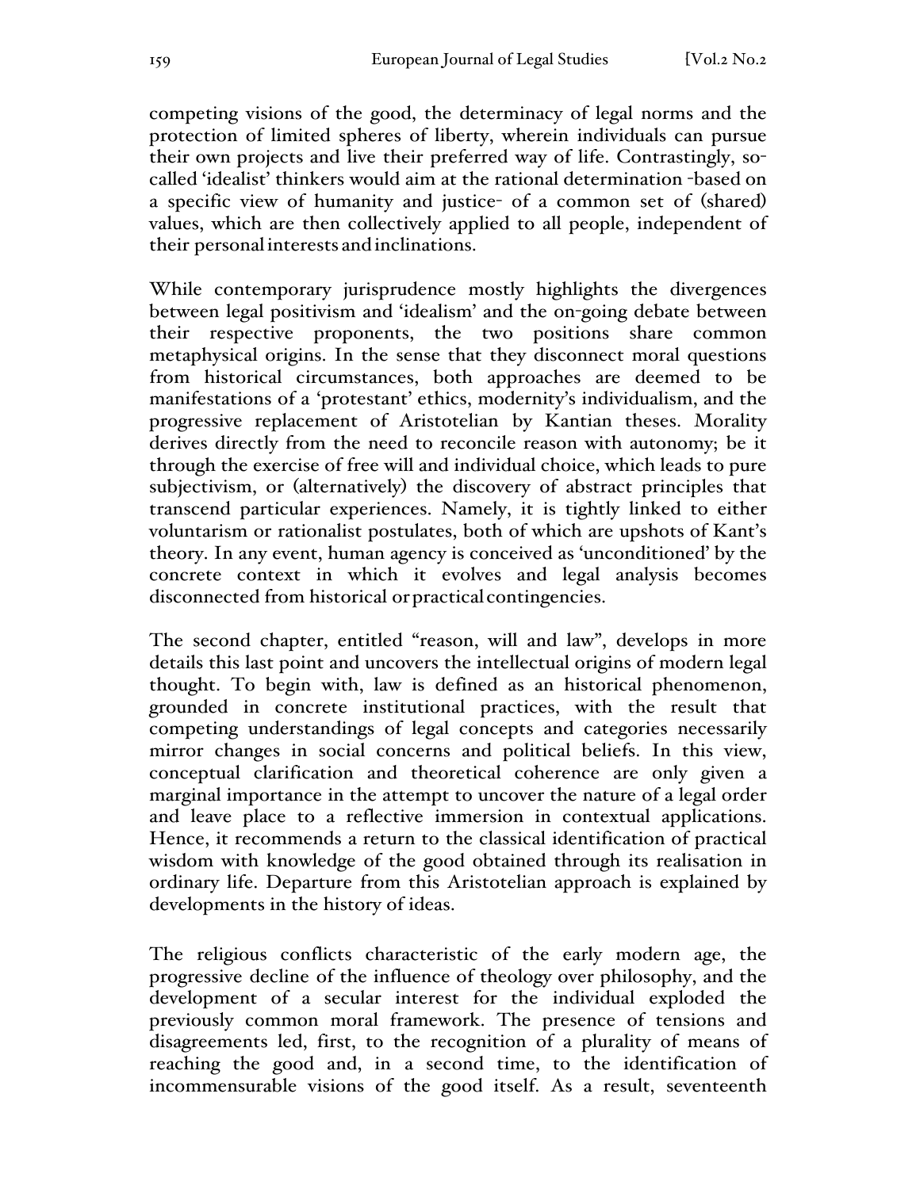competing visions of the good, the determinacy of legal norms and the protection of limited spheres of liberty, wherein individuals can pursue their own projects and live their preferred way of life. Contrastingly, so-called 'idealist' thinkers would aim at the rational determination -based on a specific view of humanity and justice- of a common set of (shared) values, which are then collectively applied to all people, independent of their personal interests and inclinations.

While contemporary jurisprudence mostly highlights the divergences between legal positivism and 'idealism' and the on-going debate between their respective proponents, the two positions share common metaphysical origins. In the sense that they disconnect moral questions from historical circumstances, both approaches are deemed to be manifestations of a 'protestant' ethics, modernity's individualism, and the progressive replacement of Aristotelian by Kantian theses. Morality derives directly from the need to reconcile reason with autonomy; be it through the exercise of free will and individual choice, which leads to pure subjectivism, or (alternatively) the discovery of abstract principles that transcend particular experiences. Namely, it is tightly linked to either voluntarism or rationalist postulates, both of which are upshots of Kant's theory. In any event, human agency is conceived as 'unconditioned' by the concrete context in which it evolves and legal analysis becomes disconnected from historical or practical contingencies.

The second chapter, entitled "reason, will and law", develops in more details this last point and uncovers the intellectual origins of modern legal thought. To begin with, law is defined as an historical phenomenon, grounded in concrete institutional practices, with the result that competing understandings of legal concepts and categories necessarily mirror changes in social concerns and political beliefs. In this view, conceptual clarification and theoretical coherence are only given a marginal importance in the attempt to uncover the nature of a legal order and leave place to a reflective immersion in contextual applications. Hence, it recommends a return to the classical identification of practical wisdom with knowledge of the good obtained through its realisation in ordinary life. Departure from this Aristotelian approach is explained by developments in the history of ideas.

The religious conflicts characteristic of the early modern age, the progressive decline of the influence of theology over philosophy, and the development of a secular interest for the individual exploded the previously common moral framework. The presence of tensions and disagreements led, first, to the recognition of a plurality of means of reaching the good and, in a second time, to the identification of incommensurable visions of the good itself. As a result, seventeenth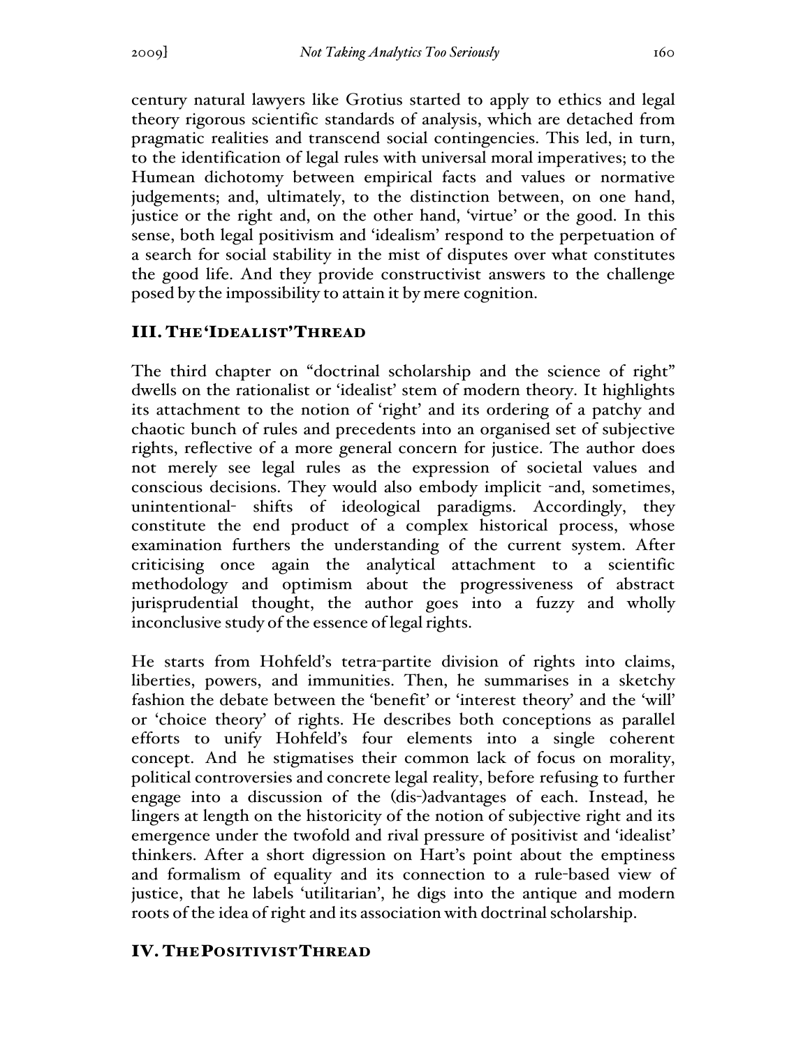century natural lawyers like Grotius started to apply to ethics and legal theory rigorous scientific standards of analysis, which are detached from pragmatic realities and transcend social contingencies. This led, in turn, to the identification of legal rules with universal moral imperatives; to the Humean dichotomy between empirical facts and values or normative judgements; and, ultimately, to the distinction between, on one hand, justice or the right and, on the other hand, 'virtue' or the good. In this sense, both legal positivism and 'idealism' respond to the perpetuation of a search for social stability in the mist of disputes over what constitutes the good life. And they provide constructivist answers to the challenge posed by the impossibility to attain it by mere cognition.

## III. The 'Idealist' Thread

The third chapter on "doctrinal scholarship and the science of right" dwells on the rationalist or 'idealist' stem of modern theory. It highlights its attachment to the notion of 'right' and its ordering of a patchy and chaotic bunch of rules and precedents into an organised set of subjective rights, reflective of a more general concern for justice. The author does not merely see legal rules as the expression of societal values and conscious decisions. They would also embody implicit -and, sometimes, unintentional- shifts of ideological paradigms. Accordingly, they constitute the end product of a complex historical process, whose examination furthers the understanding of the current system. After criticising once again the analytical attachment to a scientific methodology and optimism about the progressiveness of abstract jurisprudential thought, the author goes into a fuzzy and wholly inconclusive study of the essence of legal rights.

He starts from Hohfeld's tetra-partite division of rights into claims, liberties, powers, and immunities. Then, he summarises in a sketchy fashion the debate between the 'benefit' or 'interest theory' and the 'will' or 'choice theory' of rights. He describes both conceptions as parallel efforts to unify Hohfeld's four elements into a single coherent concept. And he stigmatises their common lack of focus on morality, political controversies and concrete legal reality, before refusing to further engage into a discussion of the (dis-)advantages of each. Instead, he lingers at length on the historicity of the notion of subjective right and its emergence under the twofold and rival pressure of positivist and 'idealist' thinkers. After a short digression on Hart's point about the emptiness and formalism of equality and its connection to a rule-based view of justice, that he labels 'utilitarian', he digs into the antique and modern roots of the idea of right and its association with doctrinal scholarship.

## IV. The Positivist Thread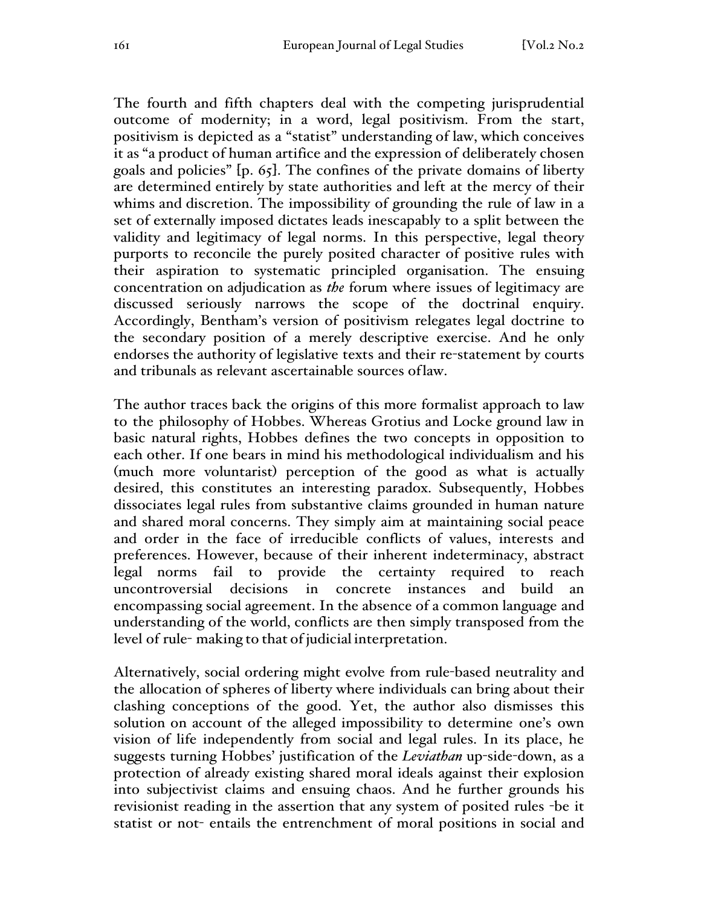The fourth and fifth chapters deal with the competing jurisprudential outcome of modernity; in a word, legal positivism. From the start, positivism is depicted as a "statist" understanding of law, which conceives it as "a product of human artifice and the expression of deliberately chosen goals and policies" [p. 65]. The confines of the private domains of liberty are determined entirely by state authorities and left at the mercy of their whims and discretion. The impossibility of grounding the rule of law in a set of externally imposed dictates leads inescapably to a split between the validity and legitimacy of legal norms. In this perspective, legal theory purports to reconcile the purely posited character of positive rules with their aspiration to systematic principled organisation. The ensuing concentration on adjudication as *the* forum where issues of legitimacy are discussed seriously narrows the scope of the doctrinal enquiry. Accordingly, Bentham's version of positivism relegates legal doctrine to the secondary position of a merely descriptive exercise. And he only endorses the authority of legislative texts and their re-statement by courts and tribunals as relevant ascertainable sources oflaw.

The author traces back the origins of this more formalist approach to law to the philosophy of Hobbes. Whereas Grotius and Locke ground law in basic natural rights, Hobbes defines the two concepts in opposition to each other. If one bears in mind his methodological individualism and his (much more voluntarist) perception of the good as what is actually desired, this constitutes an interesting paradox. Subsequently, Hobbes dissociates legal rules from substantive claims grounded in human nature and shared moral concerns. They simply aim at maintaining social peace and order in the face of irreducible conflicts of values, interests and preferences. However, because of their inherent indeterminacy, abstract legal norms fail to provide the certainty required to reach uncontroversial decisions in concrete instances and build an encompassing social agreement. In the absence of a common language and understanding of the world, conflicts are then simply transposed from the level of rule- making to that of judicial interpretation.

Alternatively, social ordering might evolve from rule-based neutrality and the allocation of spheres of liberty where individuals can bring about their clashing conceptions of the good. Yet, the author also dismisses this solution on account of the alleged impossibility to determine one's own vision of life independently from social and legal rules. In its place, he suggests turning Hobbes' justification of the *Leviathan* up-side-down, as a protection of already existing shared moral ideals against their explosion into subjectivist claims and ensuing chaos. And he further grounds his revisionist reading in the assertion that any system of posited rules -be it statist or not- entails the entrenchment of moral positions in social and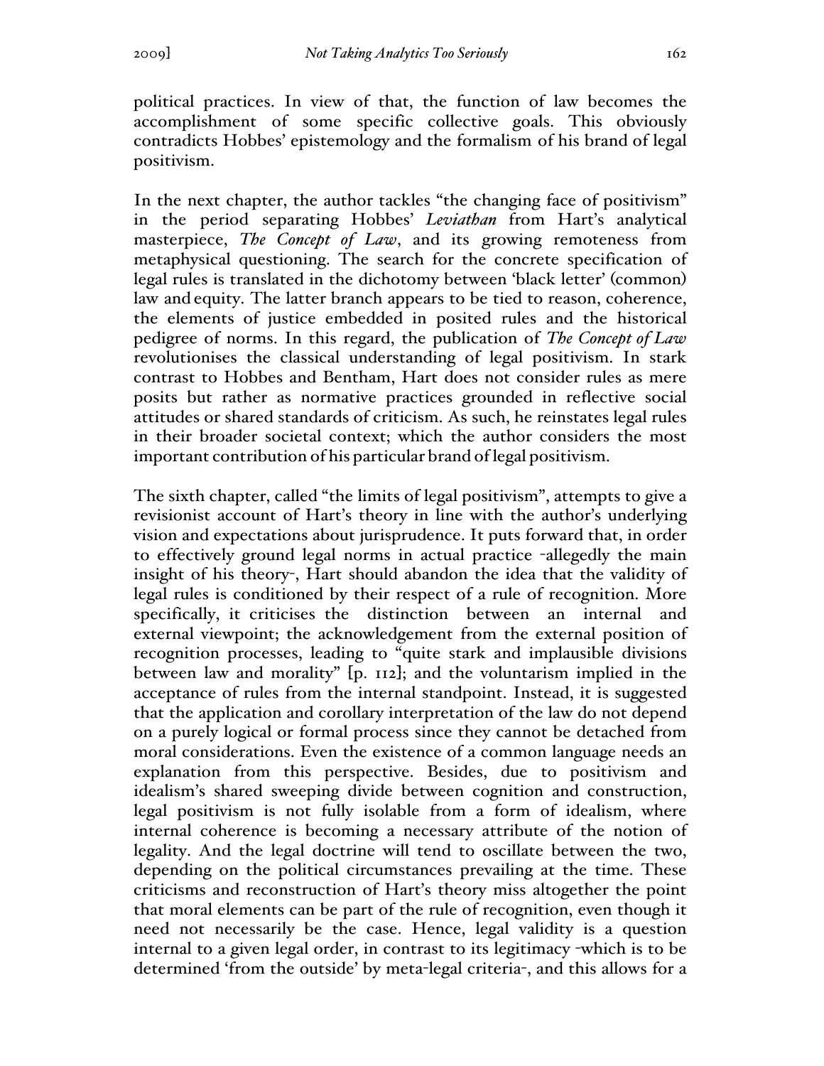political practices. In view of that, the function of law becomes the accomplishment of some specific collective goals. This obviously contradicts Hobbes' epistemology and the formalism of his brand of legal positivism.

In the next chapter, the author tackles "the changing face of positivism" in the period separating Hobbes' *Leviathan* from Hart's analytical masterpiece, *The Concept of Law*, and its growing remoteness from metaphysical questioning. The search for the concrete specification of legal rules is translated in the dichotomy between 'black letter' (common) law and equity. The latter branch appears to be tied to reason, coherence, the elements of justice embedded in posited rules and the historical pedigree of norms. In this regard, the publication of *The Concept of Law* revolutionises the classical understanding of legal positivism. In stark contrast to Hobbes and Bentham, Hart does not consider rules as mere posits but rather as normative practices grounded in reflective social attitudes or shared standards of criticism. As such, he reinstates legal rules in their broader societal context; which the author considers the most important contribution of his particular brand of legal positivism.

The sixth chapter, called "the limits of legal positivism", attempts to give a revisionist account of Hart's theory in line with the author's underlying vision and expectations about jurisprudence. It puts forward that, in order to effectively ground legal norms in actual practice -allegedly the main insight of his theory-, Hart should abandon the idea that the validity of legal rules is conditioned by their respect of a rule of recognition. More specifically, it criticises the distinction between an internal and external viewpoint; the acknowledgement from the external position of recognition processes, leading to "quite stark and implausible divisions between law and morality" [p. 112]; and the voluntarism implied in the acceptance of rules from the internal standpoint. Instead, it is suggested that the application and corollary interpretation of the law do not depend on a purely logical or formal process since they cannot be detached from moral considerations. Even the existence of a common language needs an explanation from this perspective. Besides, due to positivism and idealism's shared sweeping divide between cognition and construction, legal positivism is not fully isolable from a form of idealism, where internal coherence is becoming a necessary attribute of the notion of legality. And the legal doctrine will tend to oscillate between the two, depending on the political circumstances prevailing at the time. These criticisms and reconstruction of Hart's theory miss altogether the point that moral elements can be part of the rule of recognition, even though it need not necessarily be the case. Hence, legal validity is a question internal to a given legal order, in contrast to its legitimacy -which is to be determined 'from the outside' by meta-legal criteria-, and this allows for a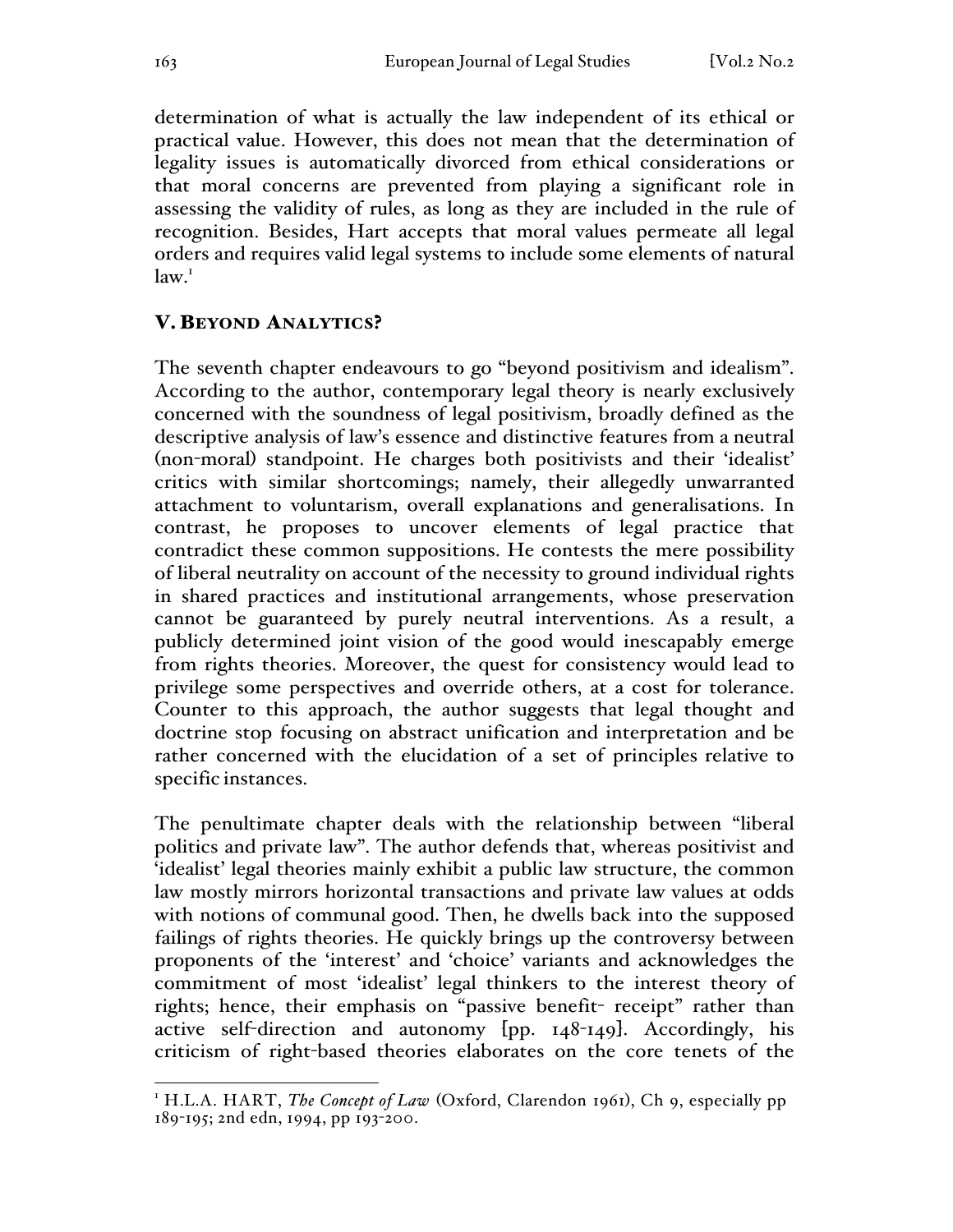determination of what is actually the law independent of its ethical or practical value. However, this does not mean that the determination of legality issues is automatically divorced from ethical considerations or that moral concerns are prevented from playing a significant role in assessing the validity of rules, as long as they are included in the rule of recognition. Besides, Hart accepts that moral values permeate all legal orders and requires valid legal systems to include some elements of natural law.[1]

## V. BEYOND ANALYTICS?

The seventh chapter endeavours to go "beyond positivism and idealism". According to the author, contemporary legal theory is nearly exclusively concerned with the soundness of legal positivism, broadly defined as the descriptive analysis of law's essence and distinctive features from a neutral (non-moral) standpoint. He charges both positivists and their 'idealist' critics with similar shortcomings; namely, their allegedly unwarranted attachment to voluntarism, overall explanations and generalisations. In contrast, he proposes to uncover elements of legal practice that contradict these common suppositions. He contests the mere possibility of liberal neutrality on account of the necessity to ground individual rights in shared practices and institutional arrangements, whose preservation cannot be guaranteed by purely neutral interventions. As a result, a publicly determined joint vision of the good would inescapably emerge from rights theories. Moreover, the quest for consistency would lead to privilege some perspectives and override others, at a cost for tolerance. Counter to this approach, the author suggests that legal thought and doctrine stop focusing on abstract unification and interpretation and be rather concerned with the elucidation of a set of principles relative to specific instances.

The penultimate chapter deals with the relationship between "liberal politics and private law". The author defends that, whereas positivist and 'idealist' legal theories mainly exhibit a public law structure, the common law mostly mirrors horizontal transactions and private law values at odds with notions of communal good. Then, he dwells back into the supposed failings of rights theories. He quickly brings up the controversy between proponents of the 'interest' and 'choice' variants and acknowledges the commitment of most 'idealist' legal thinkers to the interest theory of rights; hence, their emphasis on "passive benefit- receipt" rather than active self-direction and autonomy [pp. 148-149]. Accordingly, his criticism of right-based theories elaborates on the core tenets of the

---

[1] H.L.A. HART, *The Concept of Law* (Oxford, Clarendon 1961), Ch 9, especially pp 189-195; 2nd edn, 1994, pp 193-200.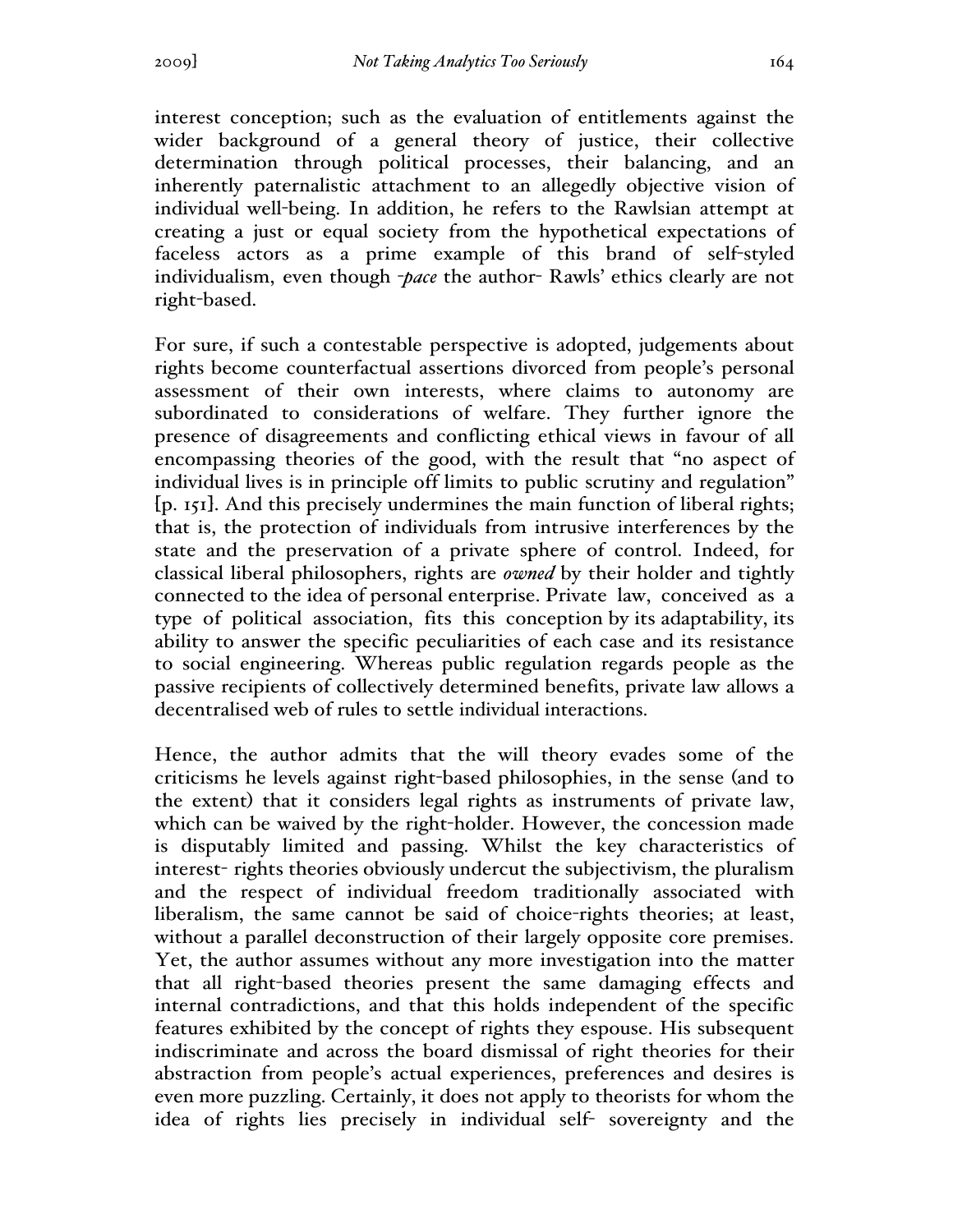interest conception; such as the evaluation of entitlements against the wider background of a general theory of justice, their collective determination through political processes, their balancing, and an inherently paternalistic attachment to an allegedly objective vision of individual well-being. In addition, he refers to the Rawlsian attempt at creating a just or equal society from the hypothetical expectations of faceless actors as a prime example of this brand of self-styled individualism, even though -*pace* the author- Rawls' ethics clearly are not right-based.

For sure, if such a contestable perspective is adopted, judgements about rights become counterfactual assertions divorced from people's personal assessment of their own interests, where claims to autonomy are subordinated to considerations of welfare. They further ignore the presence of disagreements and conflicting ethical views in favour of all encompassing theories of the good, with the result that "no aspect of individual lives is in principle off limits to public scrutiny and regulation" [p. 151]. And this precisely undermines the main function of liberal rights; that is, the protection of individuals from intrusive interferences by the state and the preservation of a private sphere of control. Indeed, for classical liberal philosophers, rights are *owned* by their holder and tightly connected to the idea of personal enterprise. Private law, conceived as a type of political association, fits this conception by its adaptability, its ability to answer the specific peculiarities of each case and its resistance to social engineering. Whereas public regulation regards people as the passive recipients of collectively determined benefits, private law allows a decentralised web of rules to settle individual interactions.

Hence, the author admits that the will theory evades some of the criticisms he levels against right-based philosophies, in the sense (and to the extent) that it considers legal rights as instruments of private law, which can be waived by the right-holder. However, the concession made is disputably limited and passing. Whilst the key characteristics of interest- rights theories obviously undercut the subjectivism, the pluralism and the respect of individual freedom traditionally associated with liberalism, the same cannot be said of choice-rights theories; at least, without a parallel deconstruction of their largely opposite core premises. Yet, the author assumes without any more investigation into the matter that all right-based theories present the same damaging effects and internal contradictions, and that this holds independent of the specific features exhibited by the concept of rights they espouse. His subsequent indiscriminate and across the board dismissal of right theories for their abstraction from people's actual experiences, preferences and desires is even more puzzling. Certainly, it does not apply to theorists for whom the idea of rights lies precisely in individual self- sovereignty and the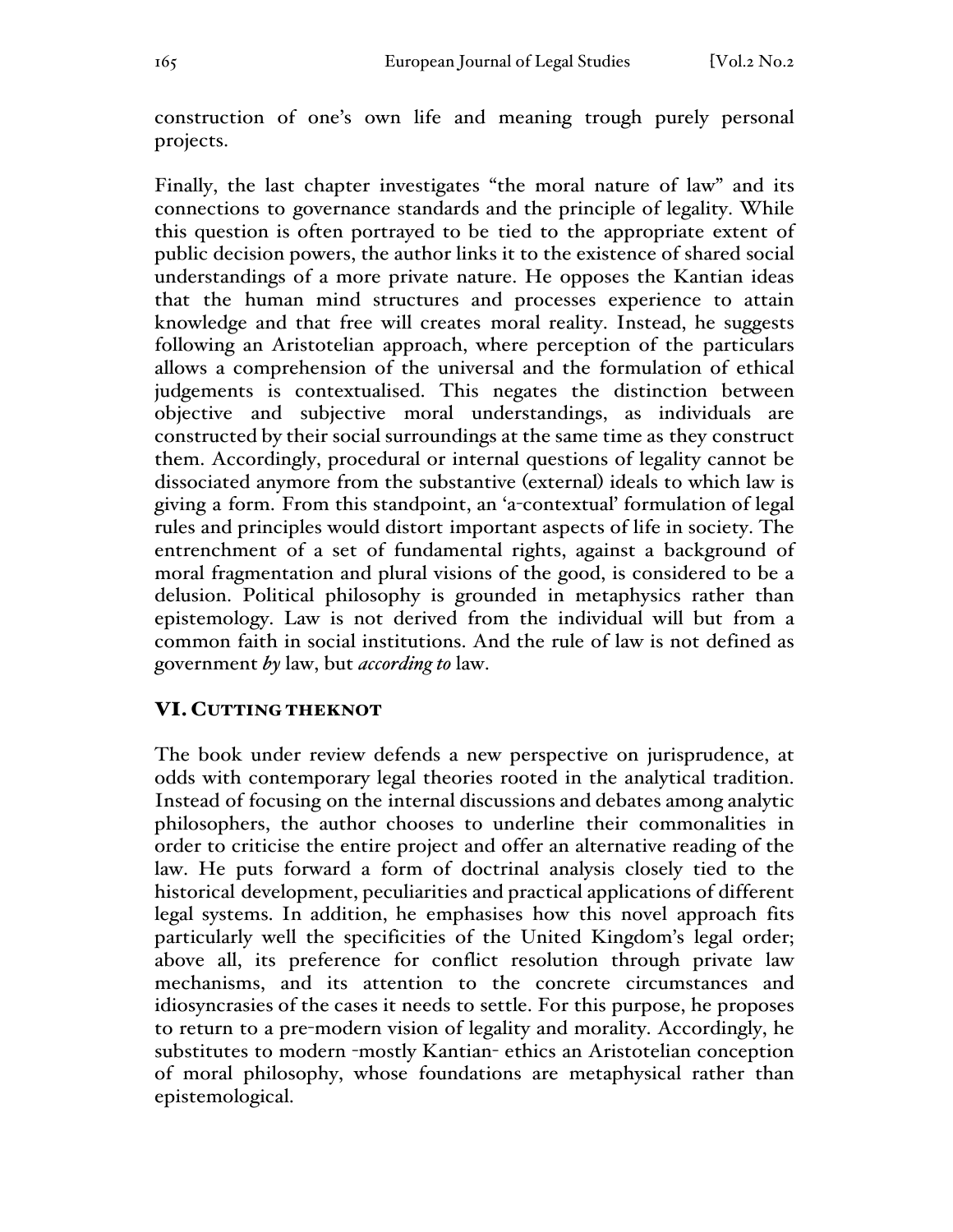construction of one's own life and meaning trough purely personal projects.

Finally, the last chapter investigates "the moral nature of law" and its connections to governance standards and the principle of legality. While this question is often portrayed to be tied to the appropriate extent of public decision powers, the author links it to the existence of shared social understandings of a more private nature. He opposes the Kantian ideas that the human mind structures and processes experience to attain knowledge and that free will creates moral reality. Instead, he suggests following an Aristotelian approach, where perception of the particulars allows a comprehension of the universal and the formulation of ethical judgements is contextualised. This negates the distinction between objective and subjective moral understandings, as individuals are constructed by their social surroundings at the same time as they construct them. Accordingly, procedural or internal questions of legality cannot be dissociated anymore from the substantive (external) ideals to which law is giving a form. From this standpoint, an 'a-contextual' formulation of legal rules and principles would distort important aspects of life in society. The entrenchment of a set of fundamental rights, against a background of moral fragmentation and plural visions of the good, is considered to be a delusion. Political philosophy is grounded in metaphysics rather than epistemology. Law is not derived from the individual will but from a common faith in social institutions. And the rule of law is not defined as government *by* law, but *according to* law.

## VI. Cutting theknot

The book under review defends a new perspective on jurisprudence, at odds with contemporary legal theories rooted in the analytical tradition. Instead of focusing on the internal discussions and debates among analytic philosophers, the author chooses to underline their commonalities in order to criticise the entire project and offer an alternative reading of the law. He puts forward a form of doctrinal analysis closely tied to the historical development, peculiarities and practical applications of different legal systems. In addition, he emphasises how this novel approach fits particularly well the specificities of the United Kingdom's legal order; above all, its preference for conflict resolution through private law mechanisms, and its attention to the concrete circumstances and idiosyncrasies of the cases it needs to settle. For this purpose, he proposes to return to a pre-modern vision of legality and morality. Accordingly, he substitutes to modern -mostly Kantian- ethics an Aristotelian conception of moral philosophy, whose foundations are metaphysical rather than epistemological.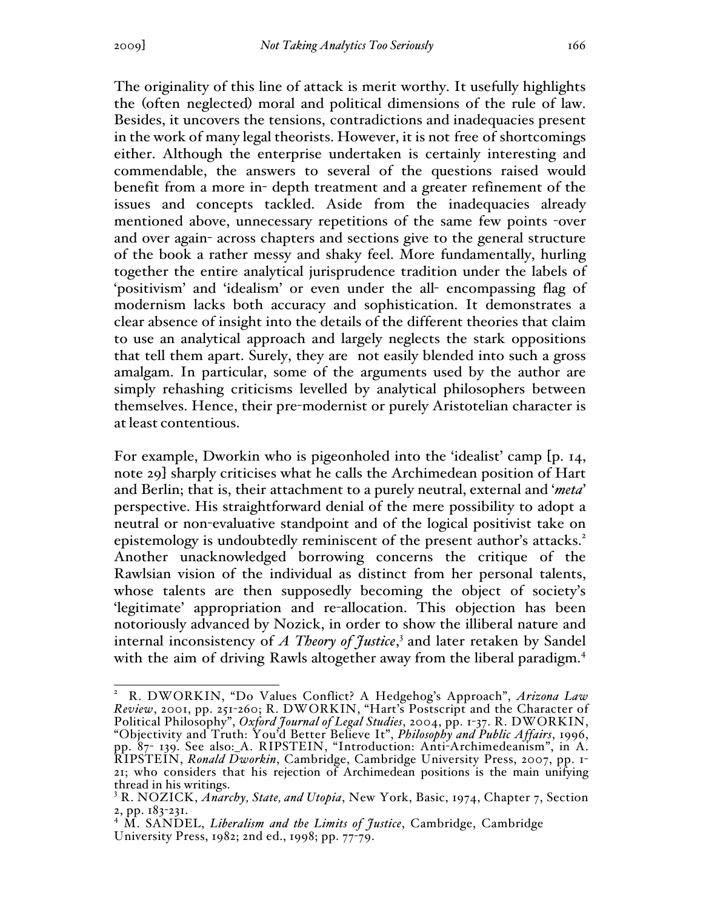The originality of this line of attack is merit worthy. It usefully highlights the (often neglected) moral and political dimensions of the rule of law. Besides, it uncovers the tensions, contradictions and inadequacies present in the work of many legal theorists. However, it is not free of shortcomings either. Although the enterprise undertaken is certainly interesting and commendable, the answers to several of the questions raised would benefit from a more in- depth treatment and a greater refinement of the issues and concepts tackled. Aside from the inadequacies already mentioned above, unnecessary repetitions of the same few points -over and over again- across chapters and sections give to the general structure of the book a rather messy and shaky feel. More fundamentally, hurling together the entire analytical jurisprudence tradition under the labels of 'positivism' and 'idealism' or even under the all- encompassing flag of modernism lacks both accuracy and sophistication. It demonstrates a clear absence of insight into the details of the different theories that claim to use an analytical approach and largely neglects the stark oppositions that tell them apart. Surely, they are not easily blended into such a gross amalgam. In particular, some of the arguments used by the author are simply rehashing criticisms levelled by analytical philosophers between themselves. Hence, their pre-modernist or purely Aristotelian character is at least contentious.

For example, Dworkin who is pigeonholed into the 'idealist' camp [p. 14, note 29] sharply criticises what he calls the Archimedean position of Hart and Berlin; that is, their attachment to a purely neutral, external and '*meta*' perspective. His straightforward denial of the mere possibility to adopt a neutral or non-evaluative standpoint and of the logical positivist take on epistemology is undoubtedly reminiscent of the present author's attacks.[2] Another unacknowledged borrowing concerns the critique of the Rawlsian vision of the individual as distinct from her personal talents, whose talents are then supposedly becoming the object of society's 'legitimate' appropriation and re-allocation. This objection has been notoriously advanced by Nozick, in order to show the illiberal nature and internal inconsistency of *A Theory of Justice*,[3] and later retaken by Sandel with the aim of driving Rawls altogether away from the liberal paradigm.[4]

---

[2] R. DWORKIN, "Do Values Conflict? A Hedgehog's Approach", *Arizona Law Review*, 2001, pp. 251-260; R. DWORKIN, "Hart's Postscript and the Character of Political Philosophy", *Oxford Journal of Legal Studies*, 2004, pp. 1-37. R. DWORKIN, "Objectivity and Truth: You'd Better Believe It", *Philosophy and Public Affairs*, 1996, pp. 87- 139. See also:_A. RIPSTEIN, "Introduction: Anti-Archimedeanism", in A. RIPSTEIN, *Ronald Dworkin*, Cambridge, Cambridge University Press, 2007, pp. 1-21; who considers that his rejection of Archimedean positions is the main unifying thread in his writings.

[3] R. NOZICK, *Anarchy, State, and Utopia*, New York, Basic, 1974, Chapter 7, Section 2, pp. 183-231.

[4] M. SANDEL, *Liberalism and the Limits of Justice*, Cambridge, Cambridge University Press, 1982; 2nd ed., 1998; pp. 77-79.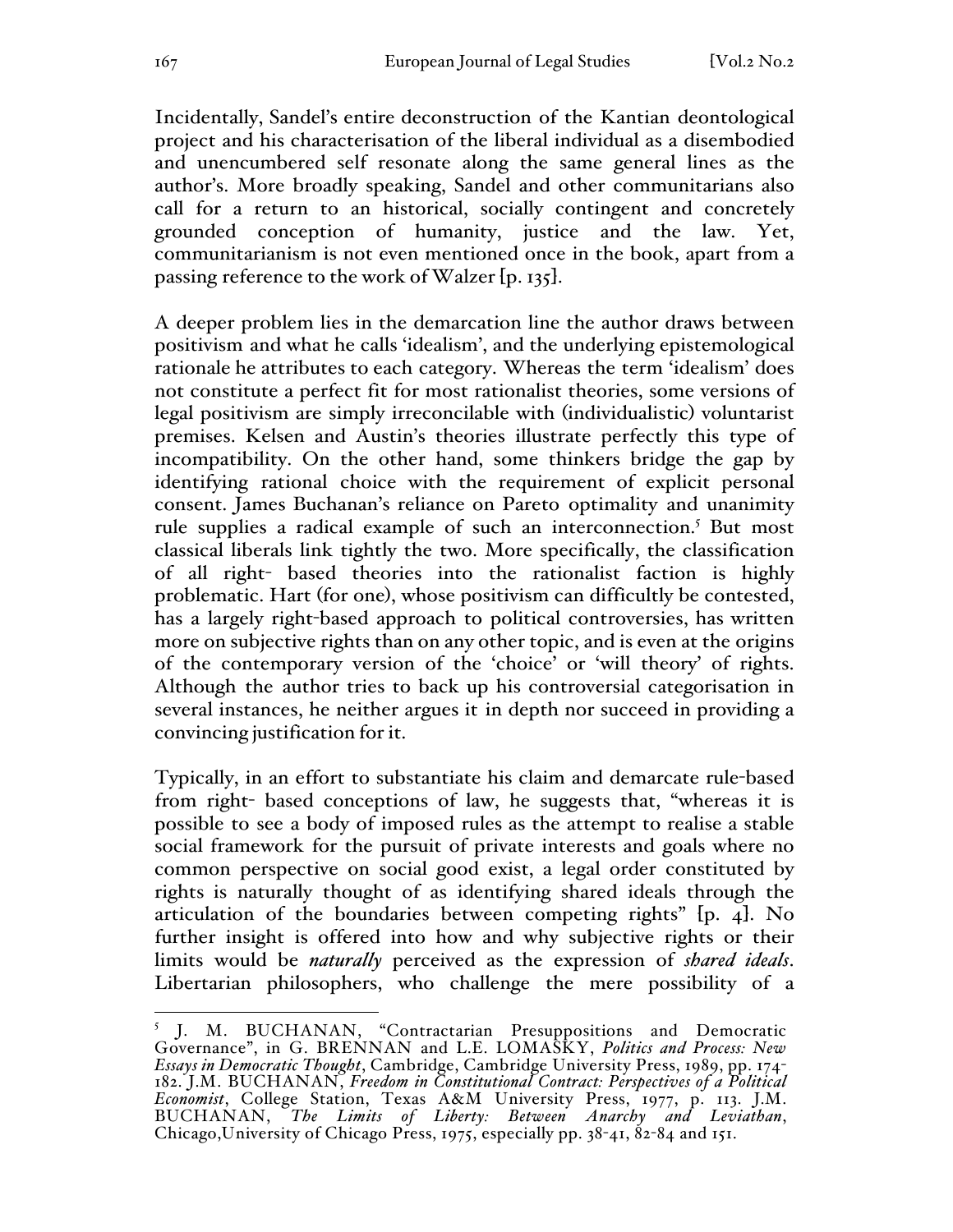Incidentally, Sandel's entire deconstruction of the Kantian deontological project and his characterisation of the liberal individual as a disembodied and unencumbered self resonate along the same general lines as the author's. More broadly speaking, Sandel and other communitarians also call for a return to an historical, socially contingent and concretely grounded conception of humanity, justice and the law. Yet, communitarianism is not even mentioned once in the book, apart from a passing reference to the work of Walzer [p. 135].

A deeper problem lies in the demarcation line the author draws between positivism and what he calls 'idealism', and the underlying epistemological rationale he attributes to each category. Whereas the term 'idealism' does not constitute a perfect fit for most rationalist theories, some versions of legal positivism are simply irreconcilable with (individualistic) voluntarist premises. Kelsen and Austin's theories illustrate perfectly this type of incompatibility. On the other hand, some thinkers bridge the gap by identifying rational choice with the requirement of explicit personal consent. James Buchanan's reliance on Pareto optimality and unanimity rule supplies a radical example of such an interconnection.[5] But most classical liberals link tightly the two. More specifically, the classification of all right- based theories into the rationalist faction is highly problematic. Hart (for one), whose positivism can difficultly be contested, has a largely right-based approach to political controversies, has written more on subjective rights than on any other topic, and is even at the origins of the contemporary version of the 'choice' or 'will theory' of rights. Although the author tries to back up his controversial categorisation in several instances, he neither argues it in depth nor succeed in providing a convincing justification for it.

Typically, in an effort to substantiate his claim and demarcate rule-based from right- based conceptions of law, he suggests that, "whereas it is possible to see a body of imposed rules as the attempt to realise a stable social framework for the pursuit of private interests and goals where no common perspective on social good exist, a legal order constituted by rights is naturally thought of as identifying shared ideals through the articulation of the boundaries between competing rights" [p. 4]. No further insight is offered into how and why subjective rights or their limits would be *naturally* perceived as the expression of *shared ideals*. Libertarian philosophers, who challenge the mere possibility of a

---

[5] J. M. BUCHANAN, "Contractarian Presuppositions and Democratic Governance", in G. BRENNAN and L.E. LOMASKY, *Politics and Process: New Essays in Democratic Thought*, Cambridge, Cambridge University Press, 1989, pp. 174-182. J.M. BUCHANAN, *Freedom in Constitutional Contract: Perspectives of a Political Economist*, College Station, Texas A&M University Press, 1977, p. 113. J.M. BUCHANAN, *The Limits of Liberty: Between Anarchy and Leviathan*, Chicago,University of Chicago Press, 1975, especially pp. 38-41, 82-84 and 151.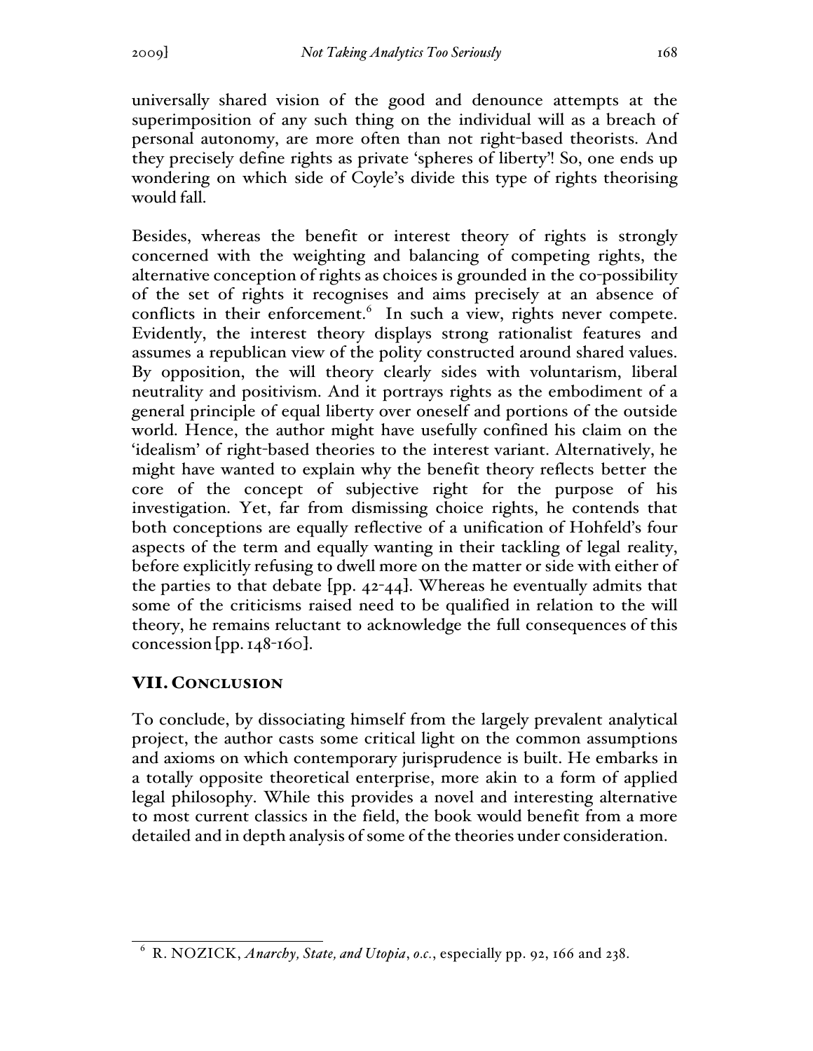universally shared vision of the good and denounce attempts at the superimposition of any such thing on the individual will as a breach of personal autonomy, are more often than not right-based theorists. And they precisely define rights as private 'spheres of liberty'! So, one ends up wondering on which side of Coyle's divide this type of rights theorising would fall.

Besides, whereas the benefit or interest theory of rights is strongly concerned with the weighting and balancing of competing rights, the alternative conception of rights as choices is grounded in the co-possibility of the set of rights it recognises and aims precisely at an absence of conflicts in their enforcement.[6] In such a view, rights never compete. Evidently, the interest theory displays strong rationalist features and assumes a republican view of the polity constructed around shared values. By opposition, the will theory clearly sides with voluntarism, liberal neutrality and positivism. And it portrays rights as the embodiment of a general principle of equal liberty over oneself and portions of the outside world. Hence, the author might have usefully confined his claim on the 'idealism' of right-based theories to the interest variant. Alternatively, he might have wanted to explain why the benefit theory reflects better the core of the concept of subjective right for the purpose of his investigation. Yet, far from dismissing choice rights, he contends that both conceptions are equally reflective of a unification of Hohfeld's four aspects of the term and equally wanting in their tackling of legal reality, before explicitly refusing to dwell more on the matter or side with either of the parties to that debate [pp. 42-44]. Whereas he eventually admits that some of the criticisms raised need to be qualified in relation to the will theory, he remains reluctant to acknowledge the full consequences of this concession [pp. 148-160].

## VII. Conclusion

To conclude, by dissociating himself from the largely prevalent analytical project, the author casts some critical light on the common assumptions and axioms on which contemporary jurisprudence is built. He embarks in a totally opposite theoretical enterprise, more akin to a form of applied legal philosophy. While this provides a novel and interesting alternative to most current classics in the field, the book would benefit from a more detailed and in depth analysis of some of the theories under consideration.

---

[6] R. NOZICK, *Anarchy, State, and Utopia*, *o.c.*, especially pp. 92, 166 and 238.